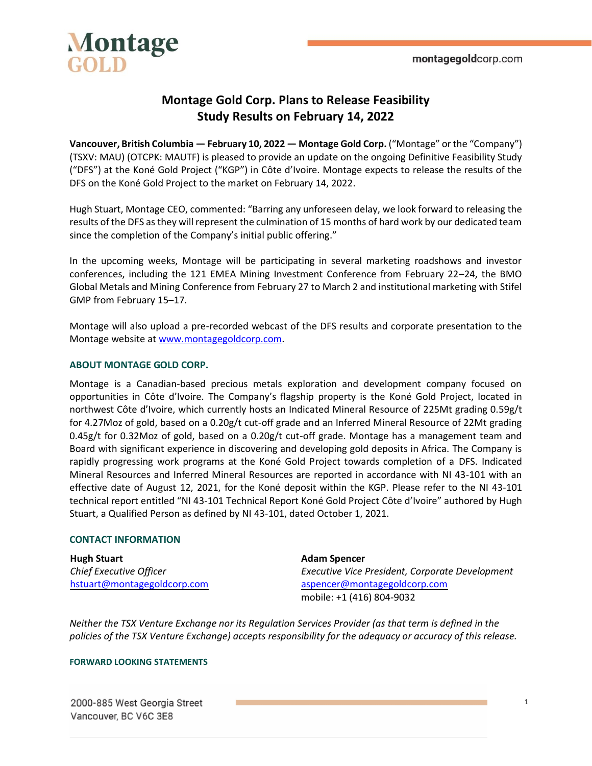# Montage Gold Corp. Plans to Release Feasibility Study Results on February 14, 2022

**Vancouver, British Columbia — February 10, 2022 — Montage Gold Corp.** ("Montage" or the "Company") (TSXV: MAU) (OTCPK: MAUTF) is pleased to provide an update on the ongoing Definitive Feasibility Study ("DFS") at the Koné Gold Project ("KGP") in Côte d'Ivoire. Montage expects to release the results of the DFS on the Koné Gold Project to the market on February 14, 2022.

Hugh Stuart, Montage CEO, commented: "Barring any unforeseen delay, we look forward to releasing the results of the DFS as they will represent the culmination of 15 months of hard work by our dedicated team since the completion of the Company's initial public offering."

In the upcoming weeks, Montage will be participating in several marketing roadshows and investor conferences, including the 121 EMEA Mining Investment Conference from February 22–24, the BMO Global Metals and Mining Conference from February 27 to March 2 and institutional marketing with Stifel GMP from February 15–17.

Montage will also upload a pre-recorded webcast of the DFS results and corporate presentation to the Montage website at www.montagegoldcorp.com.

## ABOUT MONTAGE GOLD CORP.

Montage is a Canadian-based precious metals exploration and development company focused on opportunities in Côte d'Ivoire. The Company's flagship property is the Koné Gold Project, located in northwest Côte d'Ivoire, which currently hosts an Indicated Mineral Resource of 225Mt grading 0.59g/t for 4.27Moz of gold, based on a 0.20g/t cut-off grade and an Inferred Mineral Resource of 22Mt grading 0.45g/t for 0.32Moz of gold, based on a 0.20g/t cut-off grade. Montage has a management team and Board with significant experience in discovering and developing gold deposits in Africa. The Company is rapidly progressing work programs at the Koné Gold Project towards completion of a DFS. Indicated Mineral Resources and Inferred Mineral Resources are reported in accordance with NI 43-101 with an effective date of August 12, 2021, for the Koné deposit within the KGP. Please refer to the NI 43-101 technical report entitled "NI 43-101 Technical Report Koné Gold Project Côte d'Ivoire" authored by Hugh Stuart, a Qualified Person as defined by NI 43-101, dated October 1, 2021.

## CONTACT INFORMATION

**Hugh Stuart**
*Chief Executive Officer*
hstuart@montagegoldcorp.com

**Adam Spencer**
*Executive Vice President, Corporate Development*
aspencer@montagegoldcorp.com
mobile: +1 (416) 804-9032

*Neither the TSX Venture Exchange nor its Regulation Services Provider (as that term is defined in the policies of the TSX Venture Exchange) accepts responsibility for the adequacy or accuracy of this release.*

## FORWARD LOOKING STATEMENTS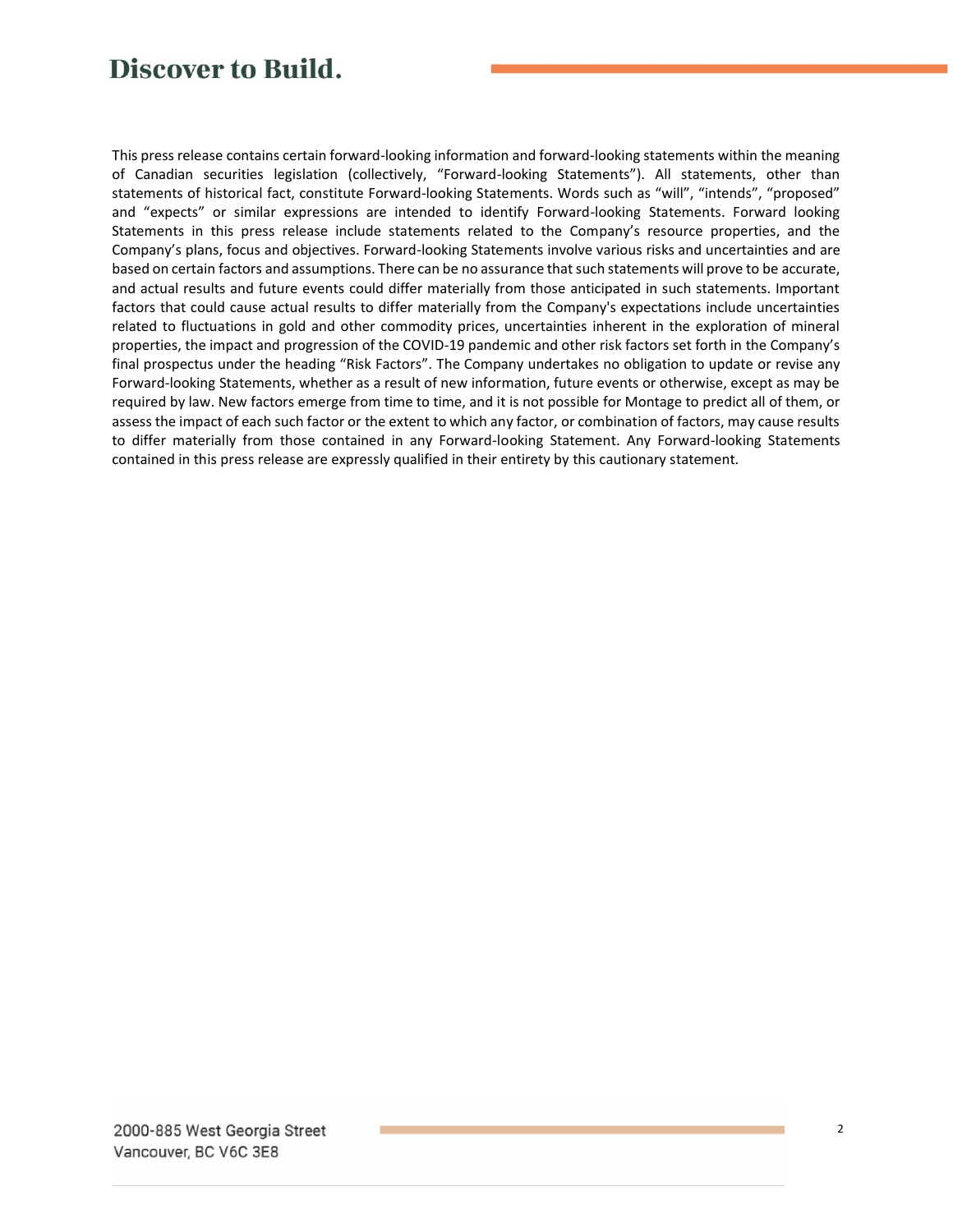This press release contains certain forward-looking information and forward-looking statements within the meaning of Canadian securities legislation (collectively, "Forward-looking Statements"). All statements, other than statements of historical fact, constitute Forward-looking Statements. Words such as "will", "intends", "proposed" and "expects" or similar expressions are intended to identify Forward-looking Statements. Forward looking Statements in this press release include statements related to the Company's resource properties, and the Company's plans, focus and objectives. Forward-looking Statements involve various risks and uncertainties and are based on certain factors and assumptions. There can be no assurance that such statements will prove to be accurate, and actual results and future events could differ materially from those anticipated in such statements. Important factors that could cause actual results to differ materially from the Company's expectations include uncertainties related to fluctuations in gold and other commodity prices, uncertainties inherent in the exploration of mineral properties, the impact and progression of the COVID-19 pandemic and other risk factors set forth in the Company's final prospectus under the heading "Risk Factors". The Company undertakes no obligation to update or revise any Forward-looking Statements, whether as a result of new information, future events or otherwise, except as may be required by law. New factors emerge from time to time, and it is not possible for Montage to predict all of them, or assess the impact of each such factor or the extent to which any factor, or combination of factors, may cause results to differ materially from those contained in any Forward-looking Statement. Any Forward-looking Statements contained in this press release are expressly qualified in their entirety by this cautionary statement.